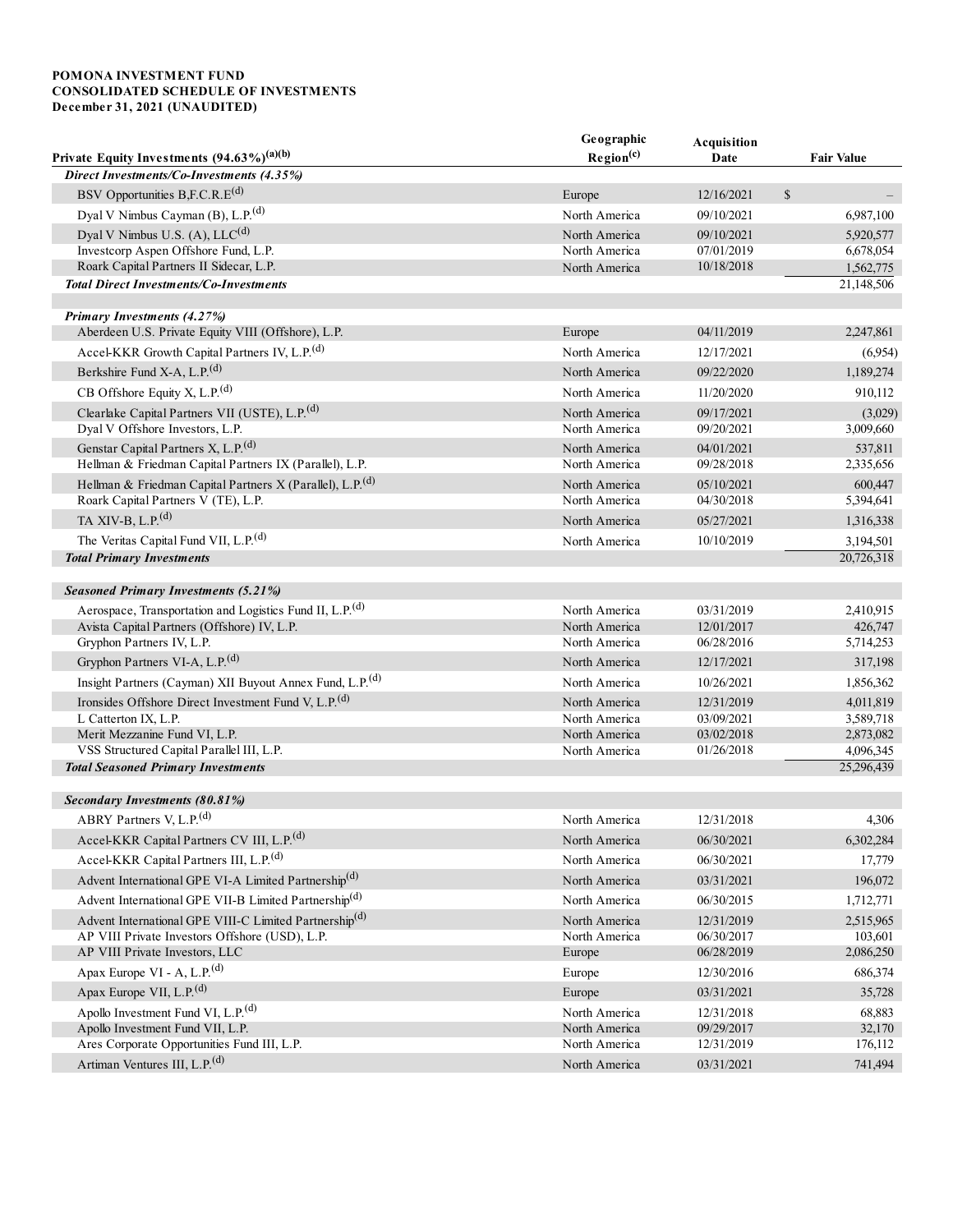**POMONA INVESTMENT FUND**
**CONSOLIDATED SCHEDULE OF INVESTMENTS**
**December 31, 2021 (UNAUDITED)**

| Private Equity Investments (94.63%)[(a)(b)] | Geographic Region[(c)] | Acquisition Date | Fair Value |
|---|---|---|---|
| ***Direct Investments/Co-Investments (4.35%)*** | | | |
| BSV Opportunities B,F.C.R.E[(d)] | Europe | 12/16/2021 | $ – |
| Dyal V Nimbus Cayman (B), L.P.[(d)] | North America | 09/10/2021 | 6,987,100 |
| Dyal V Nimbus U.S. (A), LLC[(d)] | North America | 09/10/2021 | 5,920,577 |
| Investcorp Aspen Offshore Fund, L.P. | North America | 07/01/2019 | 6,678,054 |
| Roark Capital Partners II Sidecar, L.P. | North America | 10/18/2018 | 1,562,775 |
| ***Total Direct Investments/Co-Investments*** | | | 21,148,506 |
| ***Primary Investments (4.27%)*** | | | |
| Aberdeen U.S. Private Equity VIII (Offshore), L.P. | Europe | 04/11/2019 | 2,247,861 |
| Accel-KKR Growth Capital Partners IV, L.P.[(d)] | North America | 12/17/2021 | (6,954) |
| Berkshire Fund X-A, L.P.[(d)] | North America | 09/22/2020 | 1,189,274 |
| CB Offshore Equity X, L.P.[(d)] | North America | 11/20/2020 | 910,112 |
| Clearlake Capital Partners VII (USTE), L.P.[(d)] | North America | 09/17/2021 | (3,029) |
| Dyal V Offshore Investors, L.P. | North America | 09/20/2021 | 3,009,660 |
| Genstar Capital Partners X, L.P.[(d)] | North America | 04/01/2021 | 537,811 |
| Hellman & Friedman Capital Partners IX (Parallel), L.P. | North America | 09/28/2018 | 2,335,656 |
| Hellman & Friedman Capital Partners X (Parallel), L.P.[(d)] | North America | 05/10/2021 | 600,447 |
| Roark Capital Partners V (TE), L.P. | North America | 04/30/2018 | 5,394,641 |
| TA XIV-B, L.P.[(d)] | North America | 05/27/2021 | 1,316,338 |
| The Veritas Capital Fund VII, L.P.[(d)] | North America | 10/10/2019 | 3,194,501 |
| ***Total Primary Investments*** | | | 20,726,318 |
| ***Seasoned Primary Investments (5.21%)*** | | | |
| Aerospace, Transportation and Logistics Fund II, L.P.[(d)] | North America | 03/31/2019 | 2,410,915 |
| Avista Capital Partners (Offshore) IV, L.P. | North America | 12/01/2017 | 426,747 |
| Gryphon Partners IV, L.P. | North America | 06/28/2016 | 5,714,253 |
| Gryphon Partners VI-A, L.P.[(d)] | North America | 12/17/2021 | 317,198 |
| Insight Partners (Cayman) XII Buyout Annex Fund, L.P.[(d)] | North America | 10/26/2021 | 1,856,362 |
| Ironsides Offshore Direct Investment Fund V, L.P.[(d)] | North America | 12/31/2019 | 4,011,819 |
| L Catterton IX, L.P. | North America | 03/09/2021 | 3,589,718 |
| Merit Mezzanine Fund VI, L.P. | North America | 03/02/2018 | 2,873,082 |
| VSS Structured Capital Parallel III, L.P. | North America | 01/26/2018 | 4,096,345 |
| ***Total Seasoned Primary Investments*** | | | 25,296,439 |
| ***Secondary Investments (80.81%)*** | | | |
| ABRY Partners V, L.P.[(d)] | North America | 12/31/2018 | 4,306 |
| Accel-KKR Capital Partners CV III, L.P.[(d)] | North America | 06/30/2021 | 6,302,284 |
| Accel-KKR Capital Partners III, L.P.[(d)] | North America | 06/30/2021 | 17,779 |
| Advent International GPE VI-A Limited Partnership[(d)] | North America | 03/31/2021 | 196,072 |
| Advent International GPE VII-B Limited Partnership[(d)] | North America | 06/30/2015 | 1,712,771 |
| Advent International GPE VIII-C Limited Partnership[(d)] | North America | 12/31/2019 | 2,515,965 |
| AP VIII Private Investors Offshore (USD), L.P. | North America | 06/30/2017 | 103,601 |
| AP VIII Private Investors, LLC | Europe | 06/28/2019 | 2,086,250 |
| Apax Europe VI - A, L.P.[(d)] | Europe | 12/30/2016 | 686,374 |
| Apax Europe VII, L.P.[(d)] | Europe | 03/31/2021 | 35,728 |
| Apollo Investment Fund VI, L.P.[(d)] | North America | 12/31/2018 | 68,883 |
| Apollo Investment Fund VII, L.P. | North America | 09/29/2017 | 32,170 |
| Ares Corporate Opportunities Fund III, L.P. | North America | 12/31/2019 | 176,112 |
| Artiman Ventures III, L.P.[(d)] | North America | 03/31/2021 | 741,494 |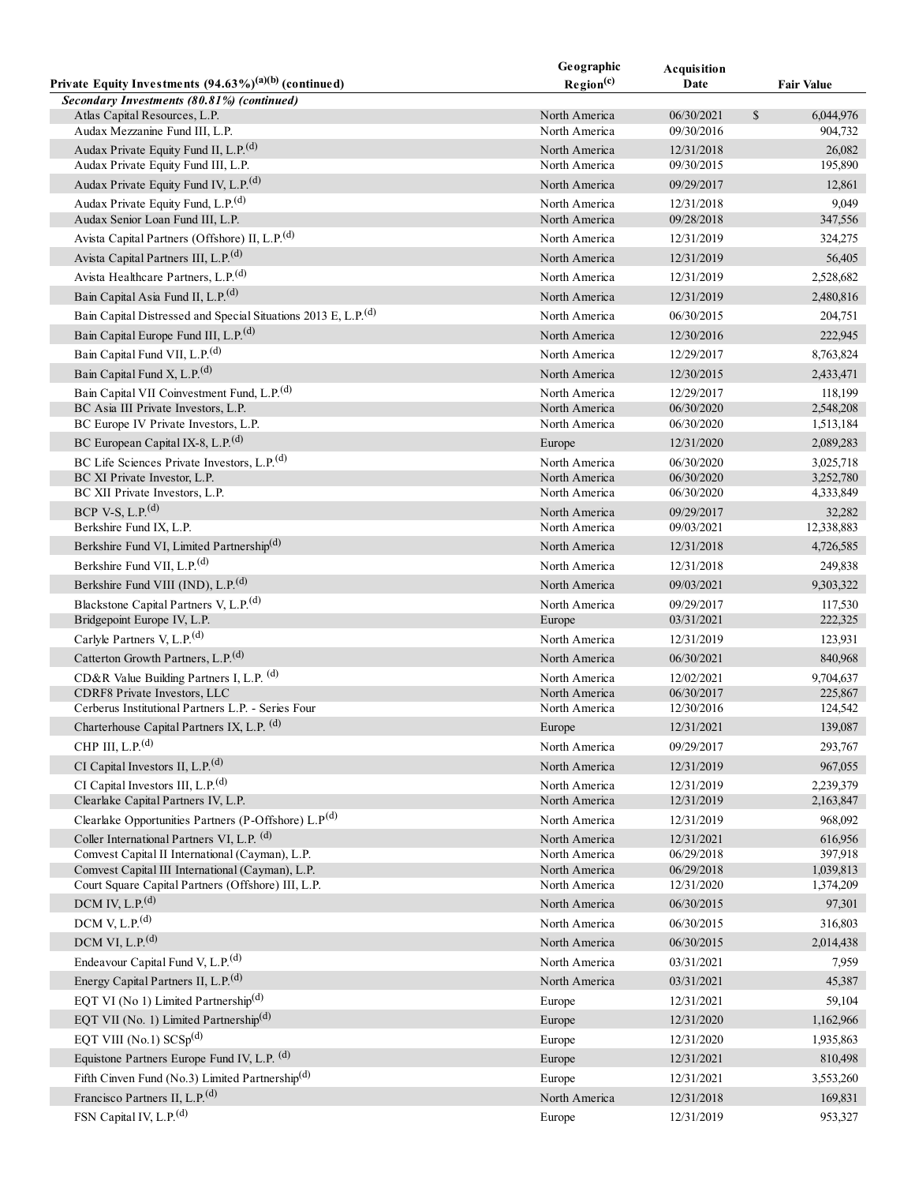| Private Equity Investments (94.63%)[(a)(b)] (continued) | Geographic Region[(c)] | Acquisition Date | Fair Value |
|---|---|---|---|
| ***Secondary Investments (80.81%) (continued)*** | | | |
| Atlas Capital Resources, L.P. | North America | 06/30/2021 | $ 6,044,976 |
| Audax Mezzanine Fund III, L.P. | North America | 09/30/2016 | 904,732 |
| Audax Private Equity Fund II, L.P.[(d)] | North America | 12/31/2018 | 26,082 |
| Audax Private Equity Fund III, L.P. | North America | 09/30/2015 | 195,890 |
| Audax Private Equity Fund IV, L.P.[(d)] | North America | 09/29/2017 | 12,861 |
| Audax Private Equity Fund, L.P.[(d)] | North America | 12/31/2018 | 9,049 |
| Audax Senior Loan Fund III, L.P. | North America | 09/28/2018 | 347,556 |
| Avista Capital Partners (Offshore) II, L.P.[(d)] | North America | 12/31/2019 | 324,275 |
| Avista Capital Partners III, L.P.[(d)] | North America | 12/31/2019 | 56,405 |
| Avista Healthcare Partners, L.P.[(d)] | North America | 12/31/2019 | 2,528,682 |
| Bain Capital Asia Fund II, L.P.[(d)] | North America | 12/31/2019 | 2,480,816 |
| Bain Capital Distressed and Special Situations 2013 E, L.P.[(d)] | North America | 06/30/2015 | 204,751 |
| Bain Capital Europe Fund III, L.P.[(d)] | North America | 12/30/2016 | 222,945 |
| Bain Capital Fund VII, L.P.[(d)] | North America | 12/29/2017 | 8,763,824 |
| Bain Capital Fund X, L.P.[(d)] | North America | 12/30/2015 | 2,433,471 |
| Bain Capital VII Coinvestment Fund, L.P.[(d)] | North America | 12/29/2017 | 118,199 |
| BC Asia III Private Investors, L.P. | North America | 06/30/2020 | 2,548,208 |
| BC Europe IV Private Investors, L.P. | North America | 06/30/2020 | 1,513,184 |
| BC European Capital IX-8, L.P.[(d)] | Europe | 12/31/2020 | 2,089,283 |
| BC Life Sciences Private Investors, L.P.[(d)] | North America | 06/30/2020 | 3,025,718 |
| BC XI Private Investor, L.P. | North America | 06/30/2020 | 3,252,780 |
| BC XII Private Investors, L.P. | North America | 06/30/2020 | 4,333,849 |
| BCP V-S, L.P.[(d)] | North America | 09/29/2017 | 32,282 |
| Berkshire Fund IX, L.P. | North America | 09/03/2021 | 12,338,883 |
| Berkshire Fund VI, Limited Partnership[(d)] | North America | 12/31/2018 | 4,726,585 |
| Berkshire Fund VII, L.P.[(d)] | North America | 12/31/2018 | 249,838 |
| Berkshire Fund VIII (IND), L.P.[(d)] | North America | 09/03/2021 | 9,303,322 |
| Blackstone Capital Partners V, L.P.[(d)] | North America | 09/29/2017 | 117,530 |
| Bridgepoint Europe IV, L.P. | Europe | 03/31/2021 | 222,325 |
| Carlyle Partners V, L.P.[(d)] | North America | 12/31/2019 | 123,931 |
| Catterton Growth Partners, L.P.[(d)] | North America | 06/30/2021 | 840,968 |
| CD&R Value Building Partners I, L.P. [(d)] | North America | 12/02/2021 | 9,704,637 |
| CDRF8 Private Investors, LLC | North America | 06/30/2017 | 225,867 |
| Cerberus Institutional Partners L.P. - Series Four | North America | 12/30/2016 | 124,542 |
| Charterhouse Capital Partners IX, L.P. [(d)] | Europe | 12/31/2021 | 139,087 |
| CHP III, L.P.[(d)] | North America | 09/29/2017 | 293,767 |
| CI Capital Investors II, L.P.[(d)] | North America | 12/31/2019 | 967,055 |
| CI Capital Investors III, L.P.[(d)] | North America | 12/31/2019 | 2,239,379 |
| Clearlake Capital Partners IV, L.P. | North America | 12/31/2019 | 2,163,847 |
| Clearlake Opportunities Partners (P-Offshore) L.P[(d)] | North America | 12/31/2019 | 968,092 |
| Coller International Partners VI, L.P. [(d)] | North America | 12/31/2021 | 616,956 |
| Comvest Capital II International (Cayman), L.P. | North America | 06/29/2018 | 397,918 |
| Comvest Capital III International (Cayman), L.P. | North America | 06/29/2018 | 1,039,813 |
| Court Square Capital Partners (Offshore) III, L.P. | North America | 12/31/2020 | 1,374,209 |
| DCM IV, L.P.[(d)] | North America | 06/30/2015 | 97,301 |
| DCM V, L.P.[(d)] | North America | 06/30/2015 | 316,803 |
| DCM VI, L.P.[(d)] | North America | 06/30/2015 | 2,014,438 |
| Endeavour Capital Fund V, L.P.[(d)] | North America | 03/31/2021 | 7,959 |
| Energy Capital Partners II, L.P.[(d)] | North America | 03/31/2021 | 45,387 |
| EQT VI (No 1) Limited Partnership[(d)] | Europe | 12/31/2021 | 59,104 |
| EQT VII (No. 1) Limited Partnership[(d)] | Europe | 12/31/2020 | 1,162,966 |
| EQT VIII (No.1) SCSp[(d)] | Europe | 12/31/2020 | 1,935,863 |
| Equistone Partners Europe Fund IV, L.P. [(d)] | Europe | 12/31/2021 | 810,498 |
| Fifth Cinven Fund (No.3) Limited Partnership[(d)] | Europe | 12/31/2021 | 3,553,260 |
| Francisco Partners II, L.P.[(d)] | North America | 12/31/2018 | 169,831 |
| FSN Capital IV, L.P.[(d)] | Europe | 12/31/2019 | 953,327 |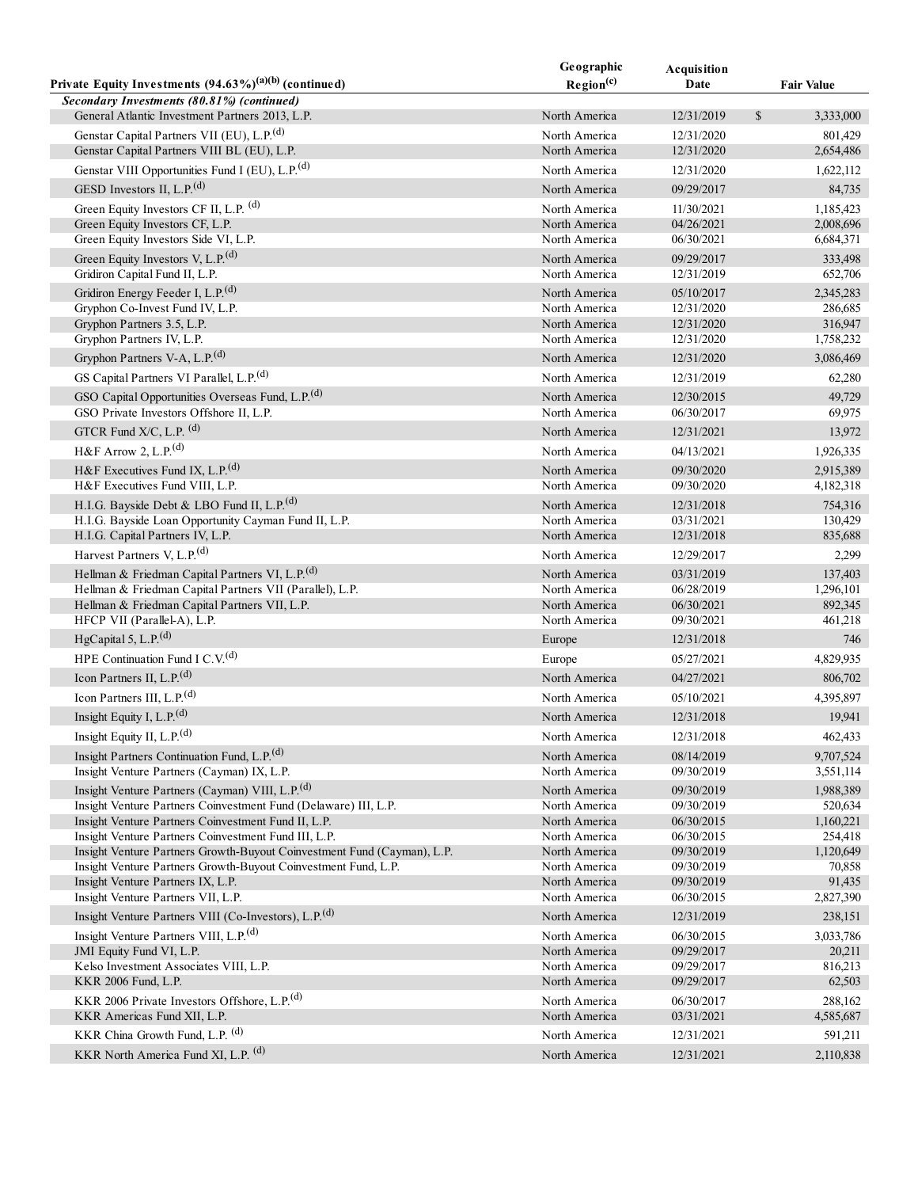| Private Equity Investments (94.63%)[(a)(b)] (continued) | Geographic Region[(c)] | Acquisition Date | Fair Value |
|---|---|---|---|
| ***Secondary Investments (80.81%) (continued)*** | | | |
| General Atlantic Investment Partners 2013, L.P. | North America | 12/31/2019 | $ 3,333,000 |
| Genstar Capital Partners VII (EU), L.P.[(d)] | North America | 12/31/2020 | 801,429 |
| Genstar Capital Partners VIII BL (EU), L.P. | North America | 12/31/2020 | 2,654,486 |
| Genstar VIII Opportunities Fund I (EU), L.P.[(d)] | North America | 12/31/2020 | 1,622,112 |
| GESD Investors II, L.P.[(d)] | North America | 09/29/2017 | 84,735 |
| Green Equity Investors CF II, L.P. [(d)] | North America | 11/30/2021 | 1,185,423 |
| Green Equity Investors CF, L.P. | North America | 04/26/2021 | 2,008,696 |
| Green Equity Investors Side VI, L.P. | North America | 06/30/2021 | 6,684,371 |
| Green Equity Investors V, L.P.[(d)] | North America | 09/29/2017 | 333,498 |
| Gridiron Capital Fund II, L.P. | North America | 12/31/2019 | 652,706 |
| Gridiron Energy Feeder I, L.P.[(d)] | North America | 05/10/2017 | 2,345,283 |
| Gryphon Co-Invest Fund IV, L.P. | North America | 12/31/2020 | 286,685 |
| Gryphon Partners 3.5, L.P. | North America | 12/31/2020 | 316,947 |
| Gryphon Partners IV, L.P. | North America | 12/31/2020 | 1,758,232 |
| Gryphon Partners V-A, L.P.[(d)] | North America | 12/31/2020 | 3,086,469 |
| GS Capital Partners VI Parallel, L.P.[(d)] | North America | 12/31/2019 | 62,280 |
| GSO Capital Opportunities Overseas Fund, L.P.[(d)] | North America | 12/30/2015 | 49,729 |
| GSO Private Investors Offshore II, L.P. | North America | 06/30/2017 | 69,975 |
| GTCR Fund X/C, L.P. [(d)] | North America | 12/31/2021 | 13,972 |
| H&F Arrow 2, L.P.[(d)] | North America | 04/13/2021 | 1,926,335 |
| H&F Executives Fund IX, L.P.[(d)] | North America | 09/30/2020 | 2,915,389 |
| H&F Executives Fund VIII, L.P. | North America | 09/30/2020 | 4,182,318 |
| H.I.G. Bayside Debt & LBO Fund II, L.P.[(d)] | North America | 12/31/2018 | 754,316 |
| H.I.G. Bayside Loan Opportunity Cayman Fund II, L.P. | North America | 03/31/2021 | 130,429 |
| H.I.G. Capital Partners IV, L.P. | North America | 12/31/2018 | 835,688 |
| Harvest Partners V, L.P.[(d)] | North America | 12/29/2017 | 2,299 |
| Hellman & Friedman Capital Partners VI, L.P.[(d)] | North America | 03/31/2019 | 137,403 |
| Hellman & Friedman Capital Partners VII (Parallel), L.P. | North America | 06/28/2019 | 1,296,101 |
| Hellman & Friedman Capital Partners VII, L.P. | North America | 06/30/2021 | 892,345 |
| HFCP VII (Parallel-A), L.P. | North America | 09/30/2021 | 461,218 |
| HgCapital 5, L.P.[(d)] | Europe | 12/31/2018 | 746 |
| HPE Continuation Fund I C.V.[(d)] | Europe | 05/27/2021 | 4,829,935 |
| Icon Partners II, L.P.[(d)] | North America | 04/27/2021 | 806,702 |
| Icon Partners III, L.P.[(d)] | North America | 05/10/2021 | 4,395,897 |
| Insight Equity I, L.P.[(d)] | North America | 12/31/2018 | 19,941 |
| Insight Equity II, L.P.[(d)] | North America | 12/31/2018 | 462,433 |
| Insight Partners Continuation Fund, L.P.[(d)] | North America | 08/14/2019 | 9,707,524 |
| Insight Venture Partners (Cayman) IX, L.P. | North America | 09/30/2019 | 3,551,114 |
| Insight Venture Partners (Cayman) VIII, L.P.[(d)] | North America | 09/30/2019 | 1,988,389 |
| Insight Venture Partners Coinvestment Fund (Delaware) III, L.P. | North America | 09/30/2019 | 520,634 |
| Insight Venture Partners Coinvestment Fund II, L.P. | North America | 06/30/2015 | 1,160,221 |
| Insight Venture Partners Coinvestment Fund III, L.P. | North America | 06/30/2015 | 254,418 |
| Insight Venture Partners Growth-Buyout Coinvestment Fund (Cayman), L.P. | North America | 09/30/2019 | 1,120,649 |
| Insight Venture Partners Growth-Buyout Coinvestment Fund, L.P. | North America | 09/30/2019 | 70,858 |
| Insight Venture Partners IX, L.P. | North America | 09/30/2019 | 91,435 |
| Insight Venture Partners VII, L.P. | North America | 06/30/2015 | 2,827,390 |
| Insight Venture Partners VIII (Co-Investors), L.P.[(d)] | North America | 12/31/2019 | 238,151 |
| Insight Venture Partners VIII, L.P.[(d)] | North America | 06/30/2015 | 3,033,786 |
| JMI Equity Fund VI, L.P. | North America | 09/29/2017 | 20,211 |
| Kelso Investment Associates VIII, L.P. | North America | 09/29/2017 | 816,213 |
| KKR 2006 Fund, L.P. | North America | 09/29/2017 | 62,503 |
| KKR 2006 Private Investors Offshore, L.P.[(d)] | North America | 06/30/2017 | 288,162 |
| KKR Americas Fund XII, L.P. | North America | 03/31/2021 | 4,585,687 |
| KKR China Growth Fund, L.P. [(d)] | North America | 12/31/2021 | 591,211 |
| KKR North America Fund XI, L.P. [(d)] | North America | 12/31/2021 | 2,110,838 |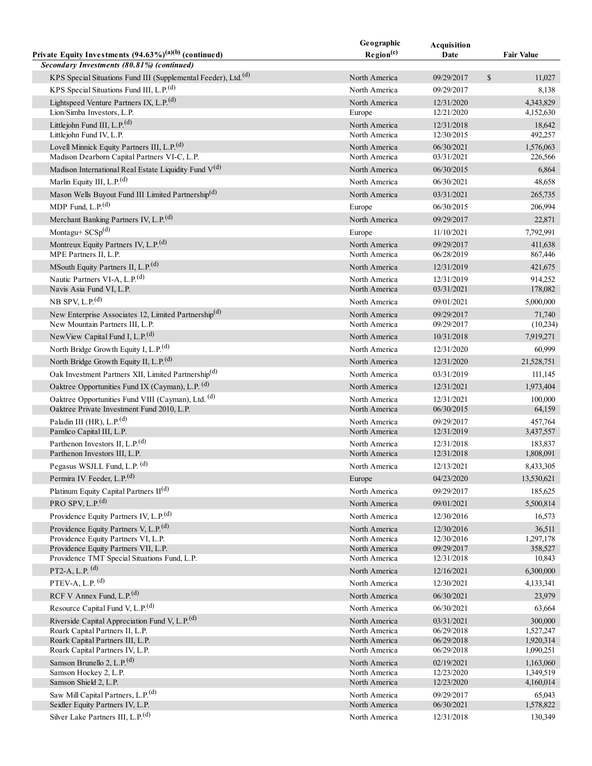| Private Equity Investments (94.63%)[(a)(b)] (continued) | Geographic Region[(c)] | Acquisition Date | Fair Value |
|---|---|---|---|
| ***Secondary Investments (80.81%) (continued)*** | | | |
| KPS Special Situations Fund III (Supplemental Feeder), Ltd.[(d)] | North America | 09/29/2017 | $ 11,027 |
| KPS Special Situations Fund III, L.P.[(d)] | North America | 09/29/2017 | 8,138 |
| Lightspeed Venture Partners IX, L.P.[(d)] | North America | 12/31/2020 | 4,343,829 |
| Lion/Simba Investors, L.P. | Europe | 12/21/2020 | 4,152,630 |
| Littlejohn Fund III, L.P.[(d)] | North America | 12/31/2018 | 18,642 |
| Littlejohn Fund IV, L.P. | North America | 12/30/2015 | 492,257 |
| Lovell Minnick Equity Partners III, L.P.[(d)] | North America | 06/30/2021 | 1,576,063 |
| Madison Dearborn Capital Partners VI-C, L.P. | North America | 03/31/2021 | 226,566 |
| Madison International Real Estate Liquidity Fund V[(d)] | North America | 06/30/2015 | 6,864 |
| Marlin Equity III, L.P.[(d)] | North America | 06/30/2021 | 48,658 |
| Mason Wells Buyout Fund III Limited Partnership[(d)] | North America | 03/31/2021 | 265,735 |
| MDP Fund, L.P.[(d)] | Europe | 06/30/2015 | 206,994 |
| Merchant Banking Partners IV, L.P.[(d)] | North America | 09/29/2017 | 22,871 |
| Montagu+ SCSp[(d)] | Europe | 11/10/2021 | 7,792,991 |
| Montreux Equity Partners IV, L.P.[(d)] | North America | 09/29/2017 | 411,638 |
| MPE Partners II, L.P. | North America | 06/28/2019 | 867,446 |
| MSouth Equity Partners II, L.P.[(d)] | North America | 12/31/2019 | 421,675 |
| Nautic Partners VI-A, L.P.[(d)] | North America | 12/31/2019 | 914,252 |
| Navis Asia Fund VI, L.P. | North America | 03/31/2021 | 178,082 |
| NB SPV, L.P.[(d)] | North America | 09/01/2021 | 5,000,000 |
| New Enterprise Associates 12, Limited Partnership[(d)] | North America | 09/29/2017 | 71,740 |
| New Mountain Partners III, L.P. | North America | 09/29/2017 | (10,234) |
| NewView Capital Fund I, L.P.[(d)] | North America | 10/31/2018 | 7,919,271 |
| North Bridge Growth Equity I, L.P.[(d)] | North America | 12/31/2020 | 60,999 |
| North Bridge Growth Equity II, L.P.[(d)] | North America | 12/31/2020 | 21,528,751 |
| Oak Investment Partners XII, Limited Partnership[(d)] | North America | 03/31/2019 | 111,145 |
| Oaktree Opportunities Fund IX (Cayman), L.P. [(d)] | North America | 12/31/2021 | 1,973,404 |
| Oaktree Opportunities Fund VIII (Cayman), Ltd. [(d)] | North America | 12/31/2021 | 100,000 |
| Oaktree Private Investment Fund 2010, L.P. | North America | 06/30/2015 | 64,159 |
| Paladin III (HR), L.P.[(d)] | North America | 09/29/2017 | 457,764 |
| Pamlico Capital III, L.P. | North America | 12/31/2019 | 3,437,557 |
| Parthenon Investors II, L.P.[(d)] | North America | 12/31/2018 | 183,837 |
| Parthenon Investors III, L.P. | North America | 12/31/2018 | 1,808,091 |
| Pegasus WSJLL Fund, L.P. [(d)] | North America | 12/13/2021 | 8,433,305 |
| Permira IV Feeder, L.P.[(d)] | Europe | 04/23/2020 | 13,530,621 |
| Platinum Equity Capital Partners II[(d)] | North America | 09/29/2017 | 185,625 |
| PRO SPV, L.P.[(d)] | North America | 09/01/2021 | 5,500,814 |
| Providence Equity Partners IV, L.P.[(d)] | North America | 12/30/2016 | 16,573 |
| Providence Equity Partners V, L.P.[(d)] | North America | 12/30/2016 | 36,511 |
| Providence Equity Partners VI, L.P. | North America | 12/30/2016 | 1,297,178 |
| Providence Equity Partners VII, L.P. | North America | 09/29/2017 | 358,527 |
| Providence TMT Special Situations Fund, L.P. | North America | 12/31/2018 | 10,843 |
| PT2-A, L.P. [(d)] | North America | 12/16/2021 | 6,300,000 |
| PTEV-A, L.P. [(d)] | North America | 12/30/2021 | 4,133,341 |
| RCF V Annex Fund, L.P.[(d)] | North America | 06/30/2021 | 23,979 |
| Resource Capital Fund V, L.P.[(d)] | North America | 06/30/2021 | 63,664 |
| Riverside Capital Appreciation Fund V, L.P.[(d)] | North America | 03/31/2021 | 300,000 |
| Roark Capital Partners II, L.P. | North America | 06/29/2018 | 1,527,247 |
| Roark Capital Partners III, L.P. | North America | 06/29/2018 | 1,920,314 |
| Roark Capital Partners IV, L.P. | North America | 06/29/2018 | 1,090,251 |
| Samson Brunello 2, L.P.[(d)] | North America | 02/19/2021 | 1,163,060 |
| Samson Hockey 2, L.P. | North America | 12/23/2020 | 1,349,519 |
| Samson Shield 2, L.P. | North America | 12/23/2020 | 4,160,014 |
| Saw Mill Capital Partners, L.P.[(d)] | North America | 09/29/2017 | 65,043 |
| Seidler Equity Partners IV, L.P. | North America | 06/30/2021 | 1,578,822 |
| Silver Lake Partners III, L.P.[(d)] | North America | 12/31/2018 | 130,349 |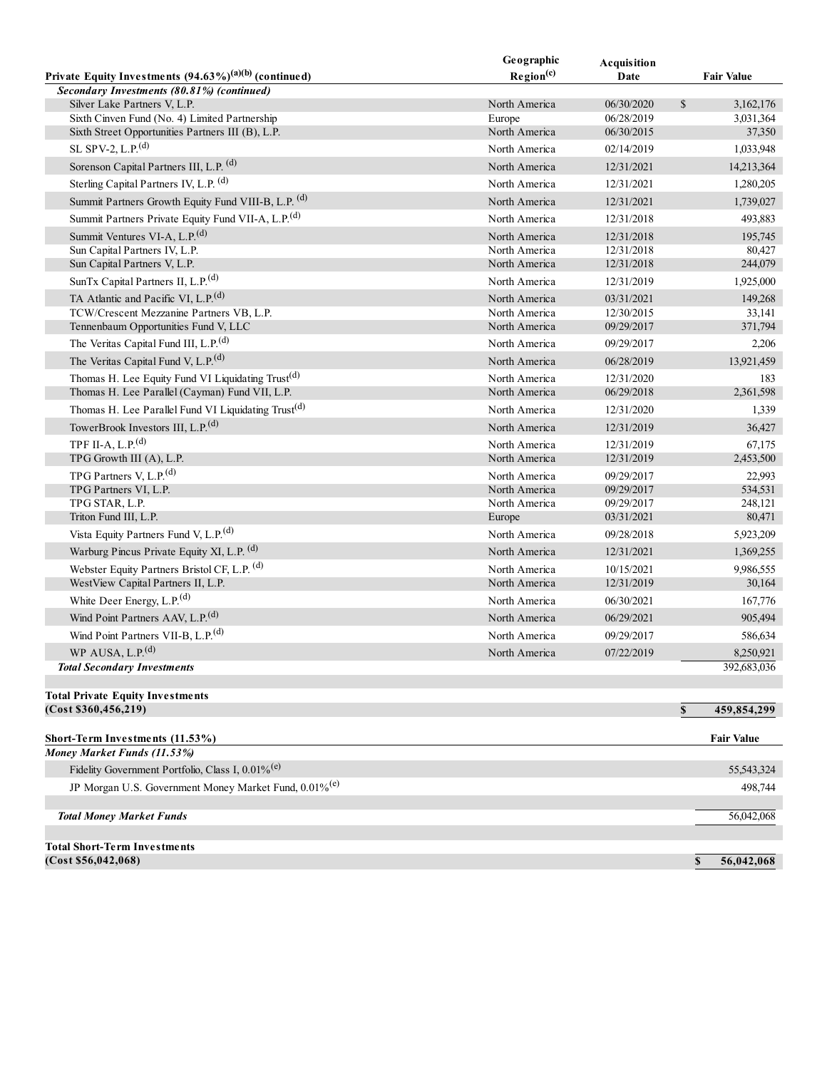| Private Equity Investments (94.63%)[(a)(b)] (continued) | Geographic Region[(c)] | Acquisition Date | Fair Value |
|---|---|---|---|
| ***Secondary Investments (80.81%) (continued)*** | | | |
| Silver Lake Partners V, L.P. | North America | 06/30/2020 | $ 3,162,176 |
| Sixth Cinven Fund (No. 4) Limited Partnership | Europe | 06/28/2019 | 3,031,364 |
| Sixth Street Opportunities Partners III (B), L.P. | North America | 06/30/2015 | 37,350 |
| SL SPV-2, L.P.[(d)] | North America | 02/14/2019 | 1,033,948 |
| Sorenson Capital Partners III, L.P. [(d)] | North America | 12/31/2021 | 14,213,364 |
| Sterling Capital Partners IV, L.P. [(d)] | North America | 12/31/2021 | 1,280,205 |
| Summit Partners Growth Equity Fund VIII-B, L.P. [(d)] | North America | 12/31/2021 | 1,739,027 |
| Summit Partners Private Equity Fund VII-A, L.P.[(d)] | North America | 12/31/2018 | 493,883 |
| Summit Ventures VI-A, L.P.[(d)] | North America | 12/31/2018 | 195,745 |
| Sun Capital Partners IV, L.P. | North America | 12/31/2018 | 80,427 |
| Sun Capital Partners V, L.P. | North America | 12/31/2018 | 244,079 |
| SunTx Capital Partners II, L.P.[(d)] | North America | 12/31/2019 | 1,925,000 |
| TA Atlantic and Pacific VI, L.P.[(d)] | North America | 03/31/2021 | 149,268 |
| TCW/Crescent Mezzanine Partners VB, L.P. | North America | 12/30/2015 | 33,141 |
| Tennenbaum Opportunities Fund V, LLC | North America | 09/29/2017 | 371,794 |
| The Veritas Capital Fund III, L.P.[(d)] | North America | 09/29/2017 | 2,206 |
| The Veritas Capital Fund V, L.P.[(d)] | North America | 06/28/2019 | 13,921,459 |
| Thomas H. Lee Equity Fund VI Liquidating Trust[(d)] | North America | 12/31/2020 | 183 |
| Thomas H. Lee Parallel (Cayman) Fund VII, L.P. | North America | 06/29/2018 | 2,361,598 |
| Thomas H. Lee Parallel Fund VI Liquidating Trust[(d)] | North America | 12/31/2020 | 1,339 |
| TowerBrook Investors III, L.P.[(d)] | North America | 12/31/2019 | 36,427 |
| TPF II-A, L.P.[(d)] | North America | 12/31/2019 | 67,175 |
| TPG Growth III (A), L.P. | North America | 12/31/2019 | 2,453,500 |
| TPG Partners V, L.P.[(d)] | North America | 09/29/2017 | 22,993 |
| TPG Partners VI, L.P. | North America | 09/29/2017 | 534,531 |
| TPG STAR, L.P. | North America | 09/29/2017 | 248,121 |
| Triton Fund III, L.P. | Europe | 03/31/2021 | 80,471 |
| Vista Equity Partners Fund V, L.P.[(d)] | North America | 09/28/2018 | 5,923,209 |
| Warburg Pincus Private Equity XI, L.P. [(d)] | North America | 12/31/2021 | 1,369,255 |
| Webster Equity Partners Bristol CF, L.P. [(d)] | North America | 10/15/2021 | 9,986,555 |
| WestView Capital Partners II, L.P. | North America | 12/31/2019 | 30,164 |
| White Deer Energy, L.P.[(d)] | North America | 06/30/2021 | 167,776 |
| Wind Point Partners AAV, L.P.[(d)] | North America | 06/29/2021 | 905,494 |
| Wind Point Partners VII-B, L.P.[(d)] | North America | 09/29/2017 | 586,634 |
| WP AUSA, L.P.[(d)] | North America | 07/22/2019 | 8,250,921 |
| ***Total Secondary Investments*** | | | 392,683,036 |
| | | | |
| **Total Private Equity Investments (Cost $360,456,219)** | | | **$ 459,854,299** |

| Short-Term Investments (11.53%) | Fair Value |
|---|---|
| ***Money Market Funds (11.53%)*** | |
| Fidelity Government Portfolio, Class I, 0.01%[(e)] | 55,543,324 |
| JP Morgan U.S. Government Money Market Fund, 0.01%[(e)] | 498,744 |
| | |
| ***Total Money Market Funds*** | 56,042,068 |
| | |
| **Total Short-Term Investments (Cost $56,042,068)** | **$ 56,042,068** |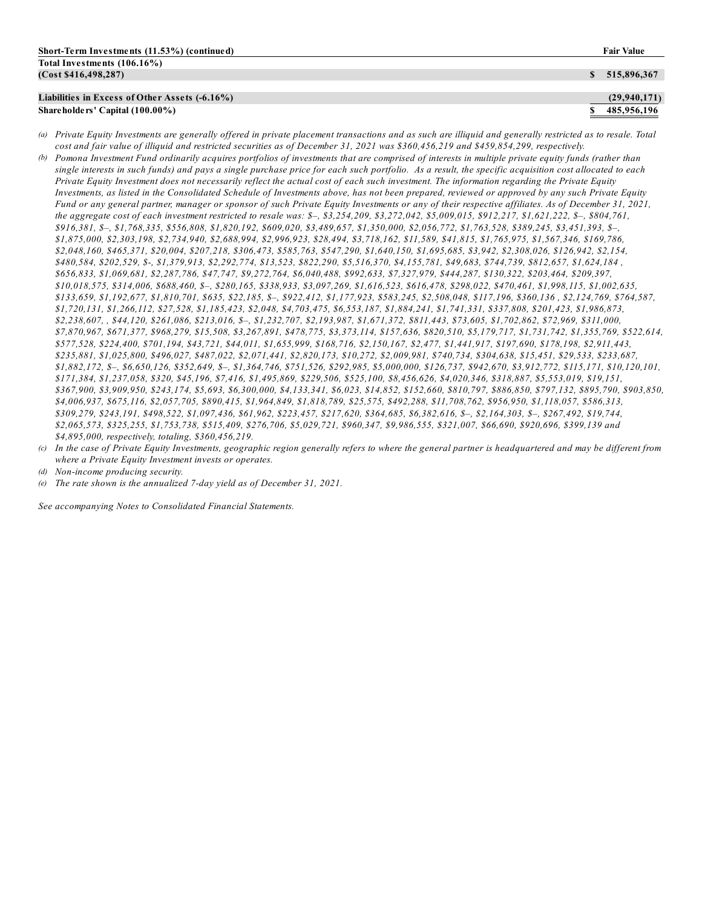| Short-Term Investments (11.53%) (continued) | | Fair Value |
|---|---|---|
| **Total Investments (106.16%)** | | |
| **(Cost $416,498,287)** | $ | 515,896,367 |
| | | |
| **Liabilities in Excess of Other Assets (-6.16%)** | | (29,940,171) |
| **Shareholders' Capital (100.00%)** | $ | 485,956,196 |

*(a) Private Equity Investments are generally offered in private placement transactions and as such are illiquid and generally restricted as to resale. Total cost and fair value of illiquid and restricted securities as of December 31, 2021 was $360,456,219 and $459,854,299, respectively.*

*(b) Pomona Investment Fund ordinarily acquires portfolios of investments that are comprised of interests in multiple private equity funds (rather than single interests in such funds) and pays a single purchase price for each such portfolio. As a result, the specific acquisition cost allocated to each Private Equity Investment does not necessarily reflect the actual cost of each such investment. The information regarding the Private Equity Investments, as listed in the Consolidated Schedule of Investments above, has not been prepared, reviewed or approved by any such Private Equity Fund or any general partner, manager or sponsor of such Private Equity Investments or any of their respective affiliates. As of December 31, 2021, the aggregate cost of each investment restricted to resale was: $–, $3,254,209, $3,272,042, $5,009,015, $912,217, $1,621,222, $–, $804,761, $916,381, $–, $1,768,335, $556,808, $1,820,192, $609,020, $3,489,657, $1,350,000, $2,056,772, $1,763,528, $389,245, $3,451,393, $–, $1,875,000, $2,303,198, $2,734,940, $2,688,994, $2,996,923, $28,494, $3,718,162, $11,589, $41,815, $1,765,975, $1,567,346, $169,786, $2,048,160, $465,371, $20,004, $207,218, $306,473, $585,763, $547,290, $1,640,150, $1,695,685, $3,942, $2,308,026, $126,942, $2,154, $480,584, $202,529, $-, $1,379,913, $2,292,774, $13,523, $822,290, $5,516,370, $4,155,781, $49,683, $744,739, $812,657, $1,624,184 , $656,833, $1,069,681, $2,287,786, $47,747, $9,272,764, $6,040,488, $992,633, $7,327,979, $444,287, $130,322, $203,464, $209,397, $10,018,575, $314,006, $688,460, $–, $280,165, $338,933, $3,097,269, $1,616,523, $616,478, $298,022, $470,461, $1,998,115, $1,002,635, $133,659, $1,192,677, $1,810,701, $635, $22,185, $–, $922,412, $1,177,923, $583,245, $2,508,048, $117,196, $360,136 , $2,124,769, $764,587, $1,720,131, $1,266,112, $27,528, $1,185,423, $2,048, $4,703,475, $6,553,187, $1,884,241, $1,741,331, $337,808, $201,423, $1,986,873, $2,238,607, , $44,120, $261,086, $213,016, $–, $1,232,707, $2,193,987, $1,671,372, $811,443, $73,605, $1,702,862, $72,969, $311,000, $7,870,967, $671,377, $968,279, $15,508, $3,267,891, $478,775, $3,373,114, $157,636, $820,510, $5,179,717, $1,731,742, $1,355,769, $522,614, $577,528, $224,400, $701,194, $43,721, $44,011, $1,655,999, $168,716, $2,150,167, $2,477, $1,441,917, $197,690, $178,198, $2,911,443, $235,881, $1,025,800, $496,027, $487,022, $2,071,441, $2,820,173, $10,272, $2,009,981, $740,734, $304,638, $15,451, $29,533, $233,687, $1,882,172, $–, $6,650,126, $352,649, $–, $1,364,746, $751,526, $292,985, $5,000,000, $126,737, $942,670, $3,912,772, $115,171, $10,120,101, $171,384, $1,237,058, $320, $45,196, $7,416, $1,495,869, $229,506, $525,100, $8,456,626, $4,020,346, $318,887, $5,553,019, $19,151, $367,900, $3,909,950, $243,174, $5,693, $6,300,000, $4,133,341, $6,023, $14,852, $152,660, $810,797, $886,850, $797,132, $895,790, $903,850, $4,006,937, $675,116, $2,057,705, $890,415, $1,964,849, $1,818,789, $25,575, $492,288, $11,708,762, $956,950, $1,118,057, $586,313, $309,279, $243,191, $498,522, $1,097,436, $61,962, $223,457, $217,620, $364,685, $6,382,616, $–, $2,164,303, $–, $267,492, $19,744, $2,065,573, $325,255, $1,753,738, $515,409, $276,706, $5,029,721, $960,347, $9,986,555, $321,007, $66,690, $920,696, $399,139 and $4,895,000, respectively, totaling, $360,456,219.*

*(c) In the case of Private Equity Investments, geographic region generally refers to where the general partner is headquartered and may be different from where a Private Equity Investment invests or operates.*

*(d) Non-income producing security.*

*(e) The rate shown is the annualized 7-day yield as of December 31, 2021.*

*See accompanying Notes to Consolidated Financial Statements.*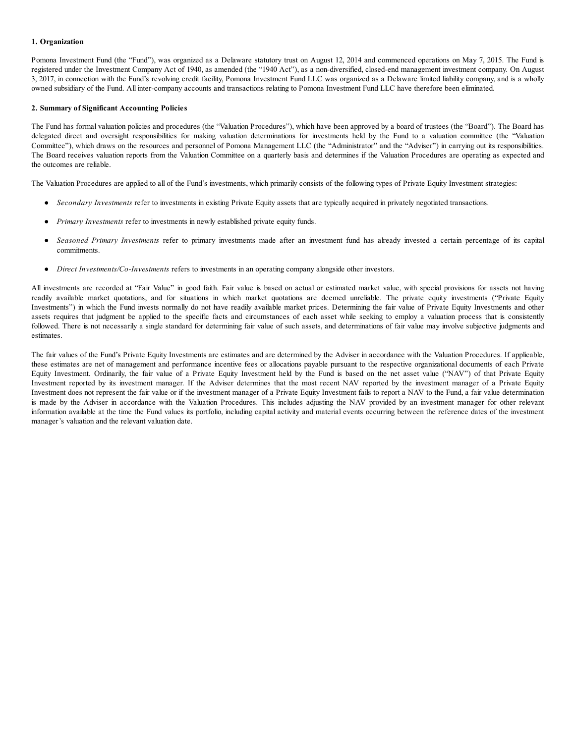**1. Organization**

Pomona Investment Fund (the "Fund"), was organized as a Delaware statutory trust on August 12, 2014 and commenced operations on May 7, 2015. The Fund is registered under the Investment Company Act of 1940, as amended (the "1940 Act"), as a non-diversified, closed-end management investment company. On August 3, 2017, in connection with the Fund's revolving credit facility, Pomona Investment Fund LLC was organized as a Delaware limited liability company, and is a wholly owned subsidiary of the Fund. All inter-company accounts and transactions relating to Pomona Investment Fund LLC have therefore been eliminated.

**2. Summary of Significant Accounting Policies**

The Fund has formal valuation policies and procedures (the "Valuation Procedures"), which have been approved by a board of trustees (the "Board"). The Board has delegated direct and oversight responsibilities for making valuation determinations for investments held by the Fund to a valuation committee (the "Valuation Committee"), which draws on the resources and personnel of Pomona Management LLC (the "Administrator" and the "Adviser") in carrying out its responsibilities. The Board receives valuation reports from the Valuation Committee on a quarterly basis and determines if the Valuation Procedures are operating as expected and the outcomes are reliable.

The Valuation Procedures are applied to all of the Fund's investments, which primarily consists of the following types of Private Equity Investment strategies:

- *Secondary Investments* refer to investments in existing Private Equity assets that are typically acquired in privately negotiated transactions.
- *Primary Investments* refer to investments in newly established private equity funds.
- *Seasoned Primary Investments* refer to primary investments made after an investment fund has already invested a certain percentage of its capital commitments.
- *Direct Investments/Co-Investments* refers to investments in an operating company alongside other investors.

All investments are recorded at "Fair Value" in good faith. Fair value is based on actual or estimated market value, with special provisions for assets not having readily available market quotations, and for situations in which market quotations are deemed unreliable. The private equity investments ("Private Equity Investments") in which the Fund invests normally do not have readily available market prices. Determining the fair value of Private Equity Investments and other assets requires that judgment be applied to the specific facts and circumstances of each asset while seeking to employ a valuation process that is consistently followed. There is not necessarily a single standard for determining fair value of such assets, and determinations of fair value may involve subjective judgments and estimates.

The fair values of the Fund's Private Equity Investments are estimates and are determined by the Adviser in accordance with the Valuation Procedures. If applicable, these estimates are net of management and performance incentive fees or allocations payable pursuant to the respective organizational documents of each Private Equity Investment. Ordinarily, the fair value of a Private Equity Investment held by the Fund is based on the net asset value ("NAV") of that Private Equity Investment reported by its investment manager. If the Adviser determines that the most recent NAV reported by the investment manager of a Private Equity Investment does not represent the fair value or if the investment manager of a Private Equity Investment fails to report a NAV to the Fund, a fair value determination is made by the Adviser in accordance with the Valuation Procedures. This includes adjusting the NAV provided by an investment manager for other relevant information available at the time the Fund values its portfolio, including capital activity and material events occurring between the reference dates of the investment manager's valuation and the relevant valuation date.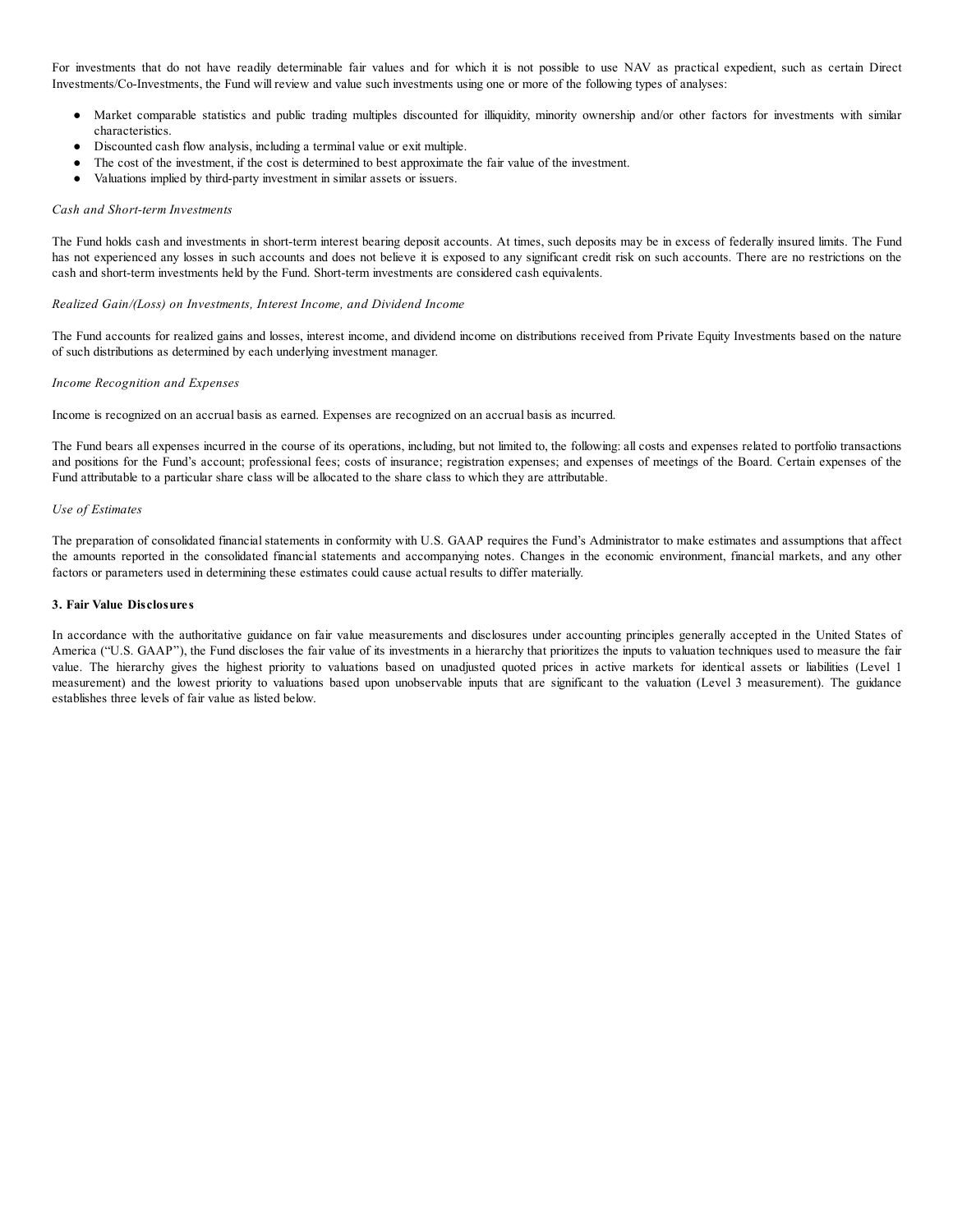For investments that do not have readily determinable fair values and for which it is not possible to use NAV as practical expedient, such as certain Direct Investments/Co-Investments, the Fund will review and value such investments using one or more of the following types of analyses:

- Market comparable statistics and public trading multiples discounted for illiquidity, minority ownership and/or other factors for investments with similar characteristics.
- Discounted cash flow analysis, including a terminal value or exit multiple.
- The cost of the investment, if the cost is determined to best approximate the fair value of the investment.
- Valuations implied by third-party investment in similar assets or issuers.

*Cash and Short-term Investments*

The Fund holds cash and investments in short-term interest bearing deposit accounts. At times, such deposits may be in excess of federally insured limits. The Fund has not experienced any losses in such accounts and does not believe it is exposed to any significant credit risk on such accounts. There are no restrictions on the cash and short-term investments held by the Fund. Short-term investments are considered cash equivalents.

*Realized Gain/(Loss) on Investments, Interest Income, and Dividend Income*

The Fund accounts for realized gains and losses, interest income, and dividend income on distributions received from Private Equity Investments based on the nature of such distributions as determined by each underlying investment manager.

*Income Recognition and Expenses*

Income is recognized on an accrual basis as earned. Expenses are recognized on an accrual basis as incurred.

The Fund bears all expenses incurred in the course of its operations, including, but not limited to, the following: all costs and expenses related to portfolio transactions and positions for the Fund's account; professional fees; costs of insurance; registration expenses; and expenses of meetings of the Board. Certain expenses of the Fund attributable to a particular share class will be allocated to the share class to which they are attributable.

*Use of Estimates*

The preparation of consolidated financial statements in conformity with U.S. GAAP requires the Fund's Administrator to make estimates and assumptions that affect the amounts reported in the consolidated financial statements and accompanying notes. Changes in the economic environment, financial markets, and any other factors or parameters used in determining these estimates could cause actual results to differ materially.

**3. Fair Value Disclosures**

In accordance with the authoritative guidance on fair value measurements and disclosures under accounting principles generally accepted in the United States of America ("U.S. GAAP"), the Fund discloses the fair value of its investments in a hierarchy that prioritizes the inputs to valuation techniques used to measure the fair value. The hierarchy gives the highest priority to valuations based on unadjusted quoted prices in active markets for identical assets or liabilities (Level 1 measurement) and the lowest priority to valuations based upon unobservable inputs that are significant to the valuation (Level 3 measurement). The guidance establishes three levels of fair value as listed below.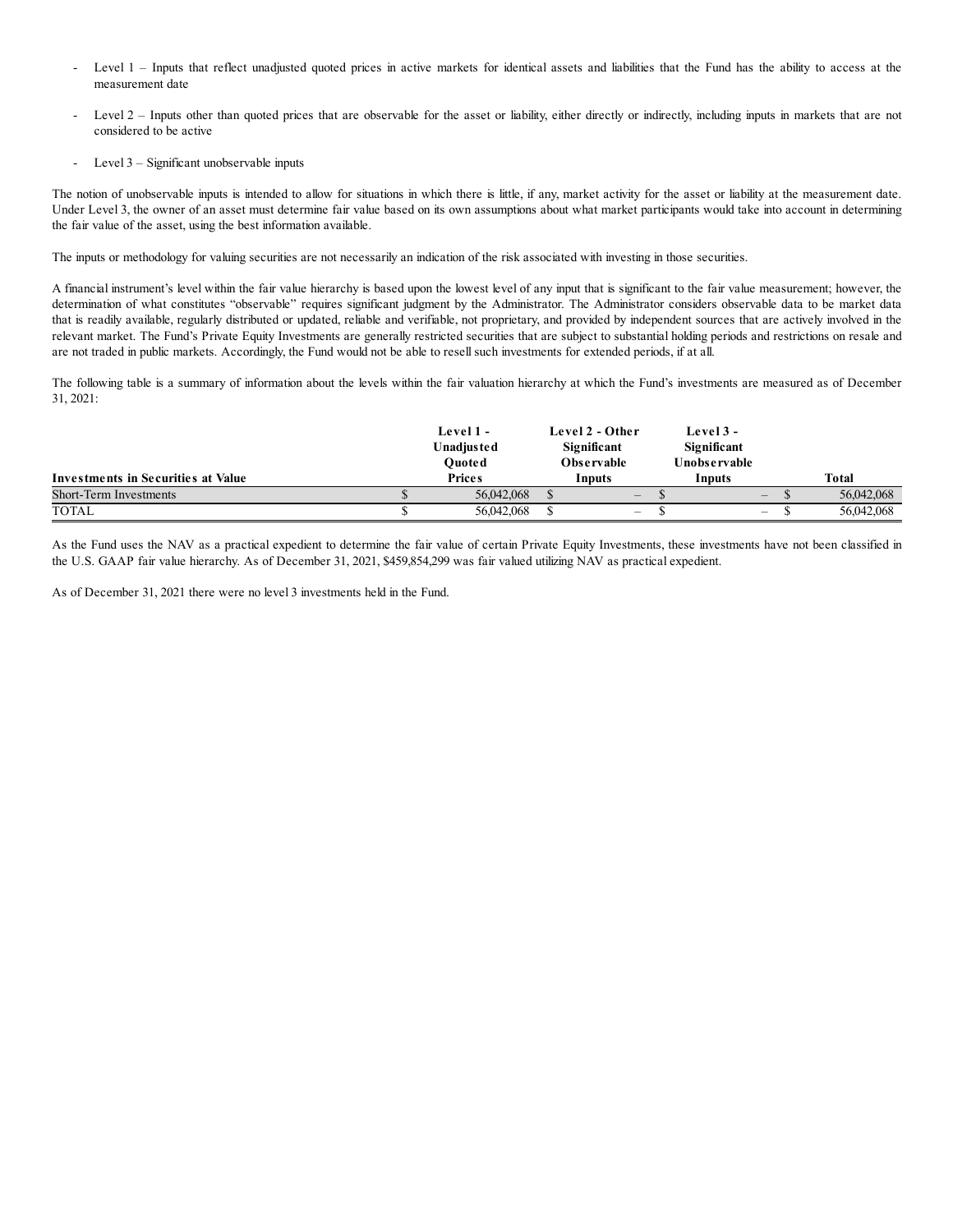- Level 1 – Inputs that reflect unadjusted quoted prices in active markets for identical assets and liabilities that the Fund has the ability to access at the measurement date

- Level 2 – Inputs other than quoted prices that are observable for the asset or liability, either directly or indirectly, including inputs in markets that are not considered to be active

- Level 3 – Significant unobservable inputs

The notion of unobservable inputs is intended to allow for situations in which there is little, if any, market activity for the asset or liability at the measurement date. Under Level 3, the owner of an asset must determine fair value based on its own assumptions about what market participants would take into account in determining the fair value of the asset, using the best information available.

The inputs or methodology for valuing securities are not necessarily an indication of the risk associated with investing in those securities.

A financial instrument's level within the fair value hierarchy is based upon the lowest level of any input that is significant to the fair value measurement; however, the determination of what constitutes "observable" requires significant judgment by the Administrator. The Administrator considers observable data to be market data that is readily available, regularly distributed or updated, reliable and verifiable, not proprietary, and provided by independent sources that are actively involved in the relevant market. The Fund's Private Equity Investments are generally restricted securities that are subject to substantial holding periods and restrictions on resale and are not traded in public markets. Accordingly, the Fund would not be able to resell such investments for extended periods, if at all.

The following table is a summary of information about the levels within the fair valuation hierarchy at which the Fund's investments are measured as of December 31, 2021:

| Investments in Securities at Value | Level 1 - Unadjusted Quoted Prices | Level 2 - Other Significant Observable Inputs | Level 3 - Significant Unobservable Inputs | Total |
|---|---|---|---|---|
| Short-Term Investments | $ 56,042,068 | $ – | $ – | $ 56,042,068 |
| TOTAL | $ 56,042,068 | $ – | $ – | $ 56,042,068 |

As the Fund uses the NAV as a practical expedient to determine the fair value of certain Private Equity Investments, these investments have not been classified in the U.S. GAAP fair value hierarchy. As of December 31, 2021, $459,854,299 was fair valued utilizing NAV as practical expedient.

As of December 31, 2021 there were no level 3 investments held in the Fund.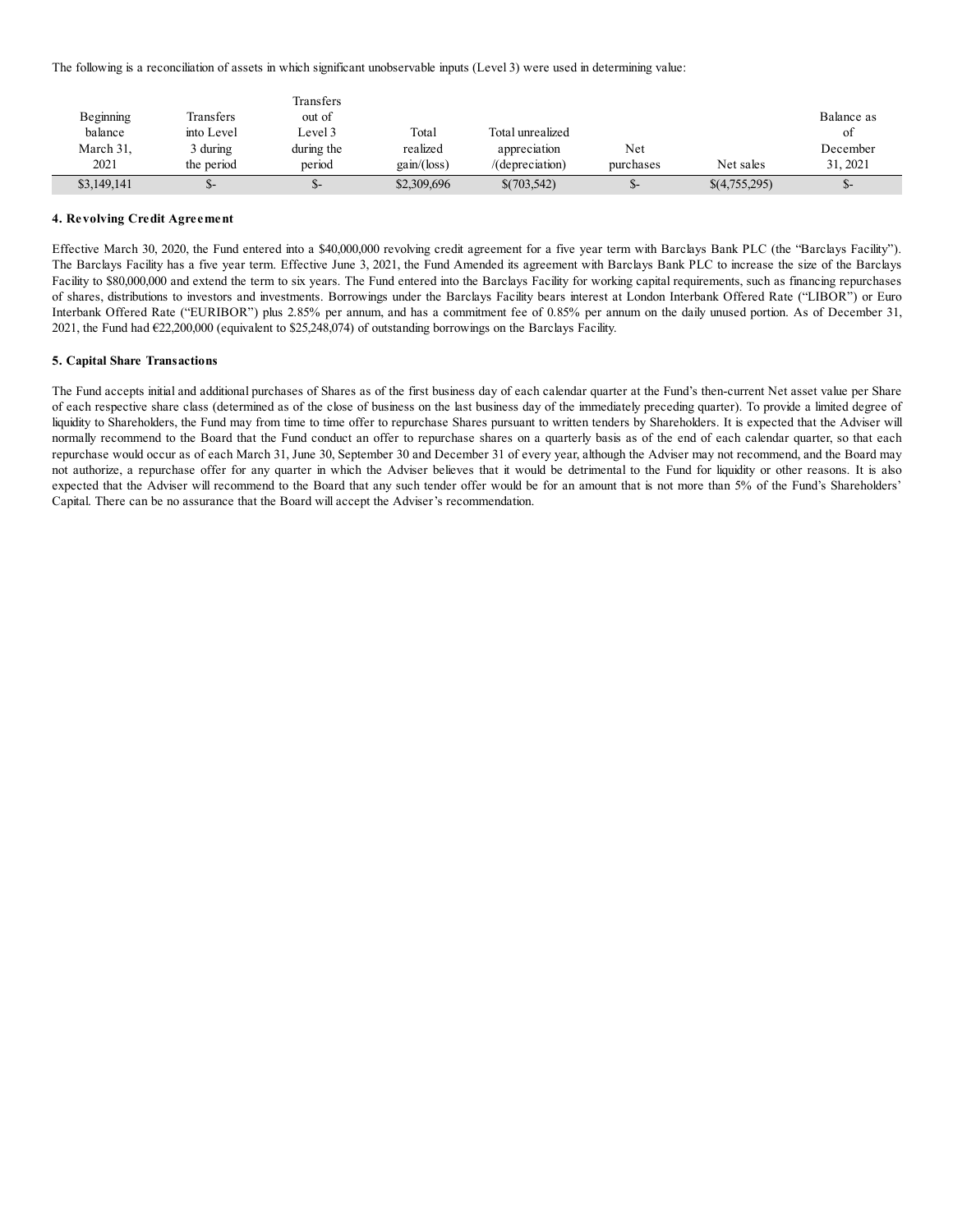The following is a reconciliation of assets in which significant unobservable inputs (Level 3) were used in determining value:

| Beginning balance March 31, 2021 | Transfers into Level 3 during the period | Transfers out of Level 3 during the period | Total realized gain/(loss) | Total unrealized appreciation /(depreciation) | Net purchases | Net sales | Balance as of December 31, 2021 |
|---|---|---|---|---|---|---|---|
| $3,149,141 | $- | $- | $2,309,696 | $(703,542) | $- | $(4,755,295) | $- |

#### 4. Revolving Credit Agreement

Effective March 30, 2020, the Fund entered into a $40,000,000 revolving credit agreement for a five year term with Barclays Bank PLC (the "Barclays Facility"). The Barclays Facility has a five year term. Effective June 3, 2021, the Fund Amended its agreement with Barclays Bank PLC to increase the size of the Barclays Facility to $80,000,000 and extend the term to six years. The Fund entered into the Barclays Facility for working capital requirements, such as financing repurchases of shares, distributions to investors and investments. Borrowings under the Barclays Facility bears interest at London Interbank Offered Rate ("LIBOR") or Euro Interbank Offered Rate ("EURIBOR") plus 2.85% per annum, and has a commitment fee of 0.85% per annum on the daily unused portion. As of December 31, 2021, the Fund had €22,200,000 (equivalent to $25,248,074) of outstanding borrowings on the Barclays Facility.

#### 5. Capital Share Transactions

The Fund accepts initial and additional purchases of Shares as of the first business day of each calendar quarter at the Fund's then-current Net asset value per Share of each respective share class (determined as of the close of business on the last business day of the immediately preceding quarter). To provide a limited degree of liquidity to Shareholders, the Fund may from time to time offer to repurchase Shares pursuant to written tenders by Shareholders. It is expected that the Adviser will normally recommend to the Board that the Fund conduct an offer to repurchase shares on a quarterly basis as of the end of each calendar quarter, so that each repurchase would occur as of each March 31, June 30, September 30 and December 31 of every year, although the Adviser may not recommend, and the Board may not authorize, a repurchase offer for any quarter in which the Adviser believes that it would be detrimental to the Fund for liquidity or other reasons. It is also expected that the Adviser will recommend to the Board that any such tender offer would be for an amount that is not more than 5% of the Fund's Shareholders' Capital. There can be no assurance that the Board will accept the Adviser's recommendation.